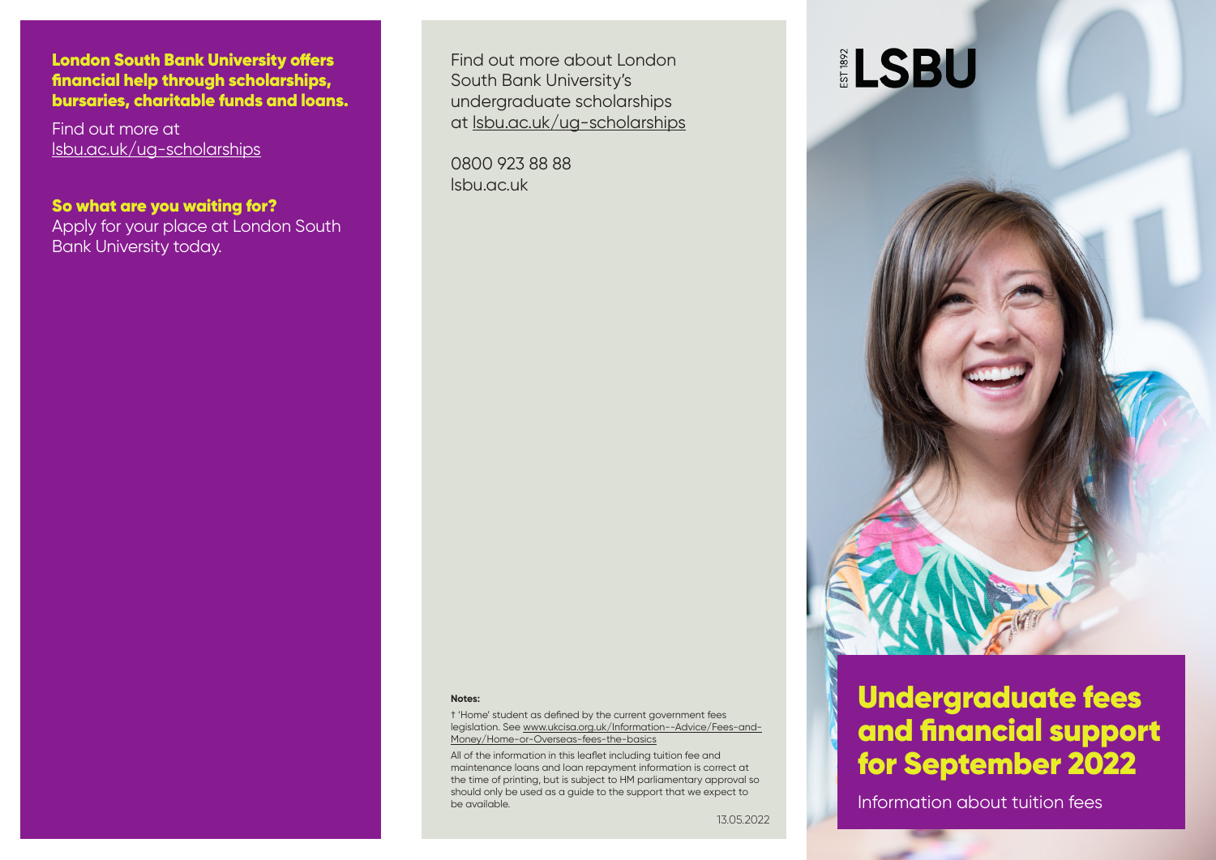**London South Bank University offers financial help through scholarships, bursaries, charitable funds and loans.**

Find out more at lsbu.ac.uk/ug-scholarships

**So what are you waiting for?**
Apply for your place at London South Bank University today.

Find out more about London South Bank University's undergraduate scholarships at lsbu.ac.uk/ug-scholarships

0800 923 88 88
lsbu.ac.uk

**Notes:**

† 'Home' student as defined by the current government fees legislation. See www.ukcisa.org.uk/Information--Advice/Fees-and-Money/Home-or-Overseas-fees-the-basics

All of the information in this leaflet including tuition fee and maintenance loans and loan repayment information is correct at the time of printing, but is subject to HM parliamentary approval so should only be used as a guide to the support that we expect to be available.

13.05.2022

EST 1892 LSBU

# Undergraduate fees and financial support for September 2022

Information about tuition fees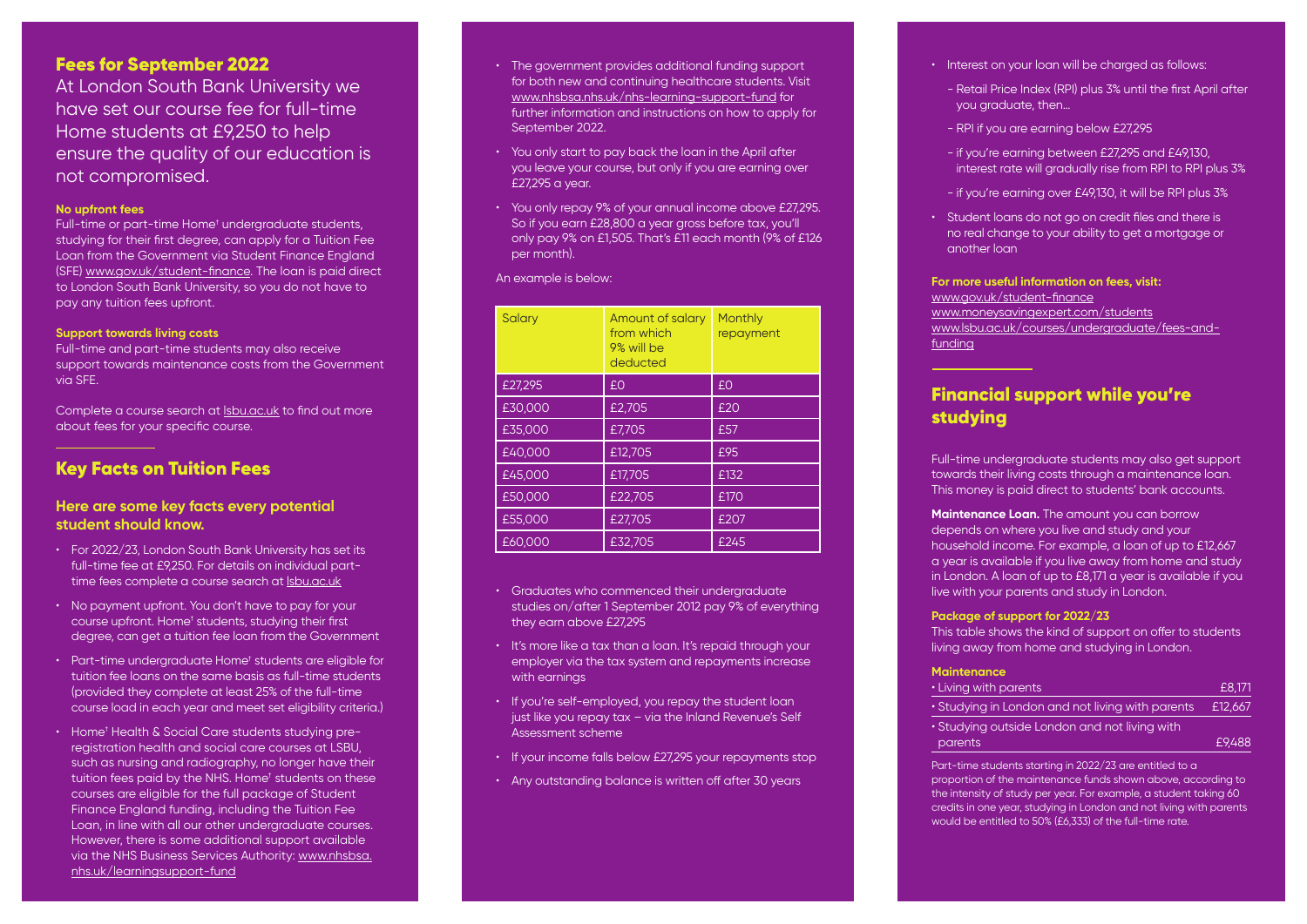## Fees for September 2022

At London South Bank University we have set our course fee for full-time Home students at £9,250 to help ensure the quality of our education is not compromised.

**No upfront fees**

Full-time or part-time Home† undergraduate students, studying for their first degree, can apply for a Tuition Fee Loan from the Government via Student Finance England (SFE) www.gov.uk/student-finance. The loan is paid direct to London South Bank University, so you do not have to pay any tuition fees upfront.

**Support towards living costs**

Full-time and part-time students may also receive support towards maintenance costs from the Government via SFE.

Complete a course search at lsbu.ac.uk to find out more about fees for your specific course.

## Key Facts on Tuition Fees

### Here are some key facts every potential student should know.

- For 2022/23, London South Bank University has set its full-time fee at £9,250. For details on individual part-time fees complete a course search at lsbu.ac.uk
- No payment upfront. You don't have to pay for your course upfront. Home† students, studying their first degree, can get a tuition fee loan from the Government
- Part-time undergraduate Home† students are eligible for tuition fee loans on the same basis as full-time students (provided they complete at least 25% of the full-time course load in each year and meet set eligibility criteria.)
- Home† Health & Social Care students studying pre-registration health and social care courses at LSBU, such as nursing and radiography, no longer have their tuition fees paid by the NHS. Home† students on these courses are eligible for the full package of Student Finance England funding, including the Tuition Fee Loan, in line with all our other undergraduate courses. However, there is some additional support available via the NHS Business Services Authority: www.nhsbsa.nhs.uk/learningsupport-fund
- The government provides additional funding support for both new and continuing healthcare students. Visit www.nhsbsa.nhs.uk/nhs-learning-support-fund for further information and instructions on how to apply for September 2022.
- You only start to pay back the loan in the April after you leave your course, but only if you are earning over £27,295 a year.
- You only repay 9% of your annual income above £27,295. So if you earn £28,800 a year gross before tax, you'll only pay 9% on £1,505. That's £11 each month (9% of £126 per month).

An example is below:

| Salary | Amount of salary from which 9% will be deducted | Monthly repayment |
|---|---|---|
| £27,295 | £0 | £0 |
| £30,000 | £2,705 | £20 |
| £35,000 | £7,705 | £57 |
| £40,000 | £12,705 | £95 |
| £45,000 | £17,705 | £132 |
| £50,000 | £22,705 | £170 |
| £55,000 | £27,705 | £207 |
| £60,000 | £32,705 | £245 |

- Graduates who commenced their undergraduate studies on/after 1 September 2012 pay 9% of everything they earn above £27,295
- It's more like a tax than a loan. It's repaid through your employer via the tax system and repayments increase with earnings
- If you're self-employed, you repay the student loan just like you repay tax – via the Inland Revenue's Self Assessment scheme
- If your income falls below £27,295 your repayments stop
- Any outstanding balance is written off after 30 years
- Interest on your loan will be charged as follows:
  - Retail Price Index (RPI) plus 3% until the first April after you graduate, then…
  - RPI if you are earning below £27,295
  - if you're earning between £27,295 and £49,130, interest rate will gradually rise from RPI to RPI plus 3%
  - if you're earning over £49,130, it will be RPI plus 3%
- Student loans do not go on credit files and there is no real change to your ability to get a mortgage or another loan

**For more useful information on fees, visit:**

www.gov.uk/student-finance
www.moneysavingexpert.com/students
www.lsbu.ac.uk/courses/undergraduate/fees-and-funding

## Financial support while you're studying

Full-time undergraduate students may also get support towards their living costs through a maintenance loan. This money is paid direct to students' bank accounts.

**Maintenance Loan.** The amount you can borrow depends on where you live and study and your household income. For example, a loan of up to £12,667 a year is available if you live away from home and study in London. A loan of up to £8,171 a year is available if you live with your parents and study in London.

**Package of support for 2022/23**

This table shows the kind of support on offer to students living away from home and studying in London.

**Maintenance**

| | |
|---|---|
| • Living with parents | £8,171 |
| • Studying in London and not living with parents | £12,667 |
| • Studying outside London and not living with parents | £9,488 |

Part-time students starting in 2022/23 are entitled to a proportion of the maintenance funds shown above, according to the intensity of study per year. For example, a student taking 60 credits in one year, studying in London and not living with parents would be entitled to 50% (£6,333) of the full-time rate.